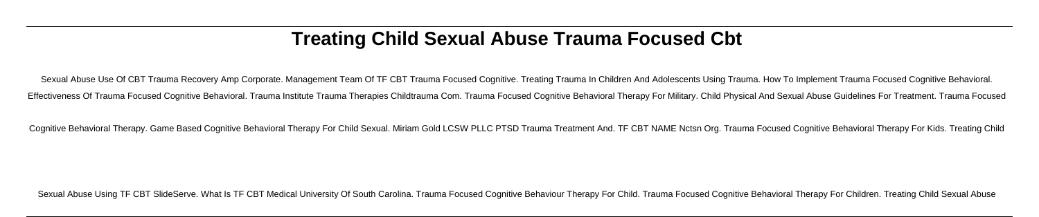# Treating Child Sexual Abuse Trauma Focused Cbt

Sexual Abuse Use Of CBT Trauma Recovery Amp Corporate. Management Team Of TF CBT Trauma Focused Cognitive. Treating Trauma In Children And Adolescents Using Trauma. How To Implement Trauma Focused Cognitive Behavioral. Effectiveness Of Trauma Focused Cognitive Behavioral. Trauma Institute Trauma Therapies Childtrauma Com. Trauma Focused Cognitive Behavioral Therapy For Military. Child Physical And Sexual Abuse Guidelines For Treatment. Trauma Focused Cognitive Behavioral Therapy. Game Based Cognitive Behavioral Therapy For Child Sexual. Miriam Gold LCSW PLLC PTSD Trauma Treatment And. TF CBT NAME Nctsn Org. Trauma Focused Cognitive Behavioral Therapy For Kids. Treating Child Sexual Abuse Using TF CBT SlideServe. What Is TF CBT Medical University Of South Carolina. Trauma Focused Cognitive Behaviour Therapy For Child. Trauma Focused Cognitive Behavioral Therapy For Children. Treating Child Sexual Abuse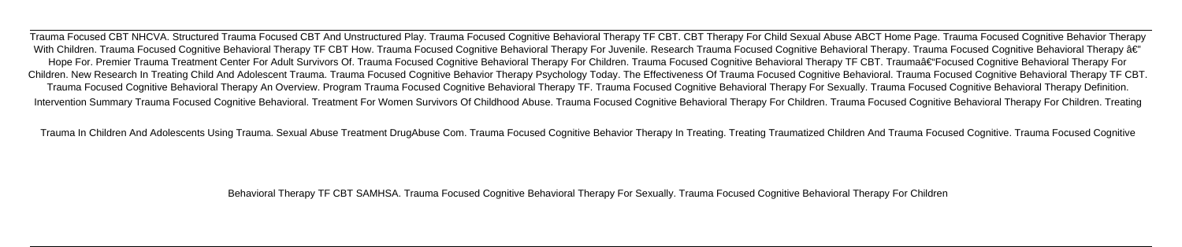Trauma Focused CBT NHCVA. Structured Trauma Focused CBT And Unstructured Play. Trauma Focused Cognitive Behavioral Therapy TF CBT. CBT Therapy For Child Sexual Abuse ABCT Home Page. Trauma Focused Cognitive Behavior Therapy With Children. Trauma Focused Cognitive Behavioral Therapy TF CBT How. Trauma Focused Cognitive Behavioral Therapy For Juvenile. Research Trauma Focused Cognitive Behavioral Therapy. Trauma Focused Cognitive Behavioral Therapy â€" Hope For. Premier Trauma Treatment Center For Adult Survivors Of. Trauma Focused Cognitive Behavioral Therapy For Children. Trauma Focused Cognitive Behavioral Therapy TF CBT. Traumaâ€"Focused Cognitive Behavioral Therapy For Children. New Research In Treating Child And Adolescent Trauma. Trauma Focused Cognitive Behavior Therapy Psychology Today. The Effectiveness Of Trauma Focused Cognitive Behavioral. Trauma Focused Cognitive Behavioral Therapy TF CBT. Trauma Focused Cognitive Behavioral Therapy An Overview. Program Trauma Focused Cognitive Behavioral Therapy TF. Trauma Focused Cognitive Behavioral Therapy For Sexually. Trauma Focused Cognitive Behavioral Therapy Definition. Intervention Summary Trauma Focused Cognitive Behavioral. Treatment For Women Survivors Of Childhood Abuse. Trauma Focused Cognitive Behavioral Therapy For Children. Trauma Focused Cognitive Behavioral Therapy For Children. Treating Trauma In Children And Adolescents Using Trauma. Sexual Abuse Treatment DrugAbuse Com. Trauma Focused Cognitive Behavior Therapy In Treating. Treating Traumatized Children And Trauma Focused Cognitive. Trauma Focused Cognitive Behavioral Therapy TF CBT SAMHSA. Trauma Focused Cognitive Behavioral Therapy For Sexually. Trauma Focused Cognitive Behavioral Therapy For Children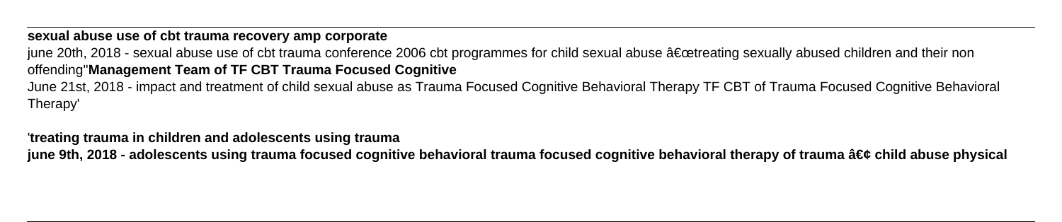**sexual abuse use of cbt trauma recovery amp corporate**

june 20th, 2018 - sexual abuse use of cbt trauma conference 2006 cbt programmes for child sexual abuse â€œtreating sexually abused children and their non offending''**Management Team of TF CBT Trauma Focused Cognitive**

June 21st, 2018 - impact and treatment of child sexual abuse as Trauma Focused Cognitive Behavioral Therapy TF CBT of Trauma Focused Cognitive Behavioral Therapy'

'**treating trauma in children and adolescents using trauma**

**june 9th, 2018 - adolescents using trauma focused cognitive behavioral trauma focused cognitive behavioral therapy of trauma â€¢ child abuse physical**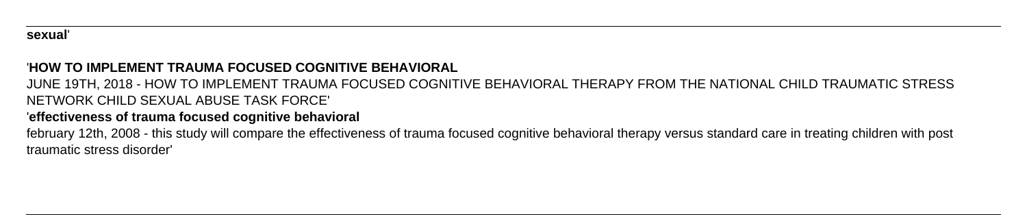**sexual**'

'**HOW TO IMPLEMENT TRAUMA FOCUSED COGNITIVE BEHAVIORAL**

JUNE 19TH, 2018 - HOW TO IMPLEMENT TRAUMA FOCUSED COGNITIVE BEHAVIORAL THERAPY FROM THE NATIONAL CHILD TRAUMATIC STRESS NETWORK CHILD SEXUAL ABUSE TASK FORCE'

'**effectiveness of trauma focused cognitive behavioral**

february 12th, 2008 - this study will compare the effectiveness of trauma focused cognitive behavioral therapy versus standard care in treating children with post traumatic stress disorder'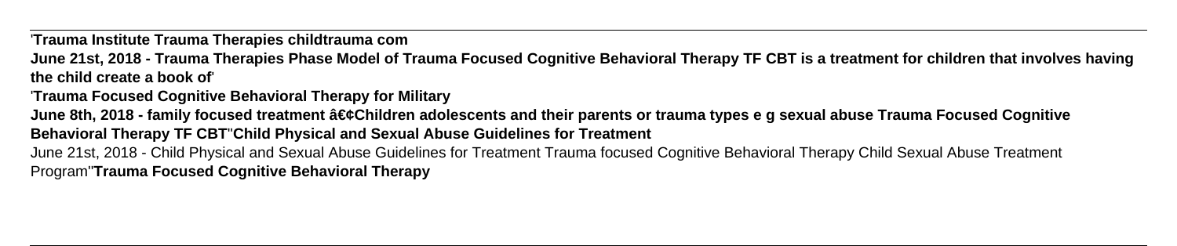'**Trauma Institute Trauma Therapies childtrauma com**

**June 21st, 2018 - Trauma Therapies Phase Model of Trauma Focused Cognitive Behavioral Therapy TF CBT is a treatment for children that involves having the child create a book of**'

'**Trauma Focused Cognitive Behavioral Therapy for Military**

**June 8th, 2018 - family focused treatment â€¢Children adolescents and their parents or trauma types e g sexual abuse Trauma Focused Cognitive Behavioral Therapy TF CBT**''**Child Physical and Sexual Abuse Guidelines for Treatment**

June 21st, 2018 - Child Physical and Sexual Abuse Guidelines for Treatment Trauma focused Cognitive Behavioral Therapy Child Sexual Abuse Treatment Program''**Trauma Focused Cognitive Behavioral Therapy**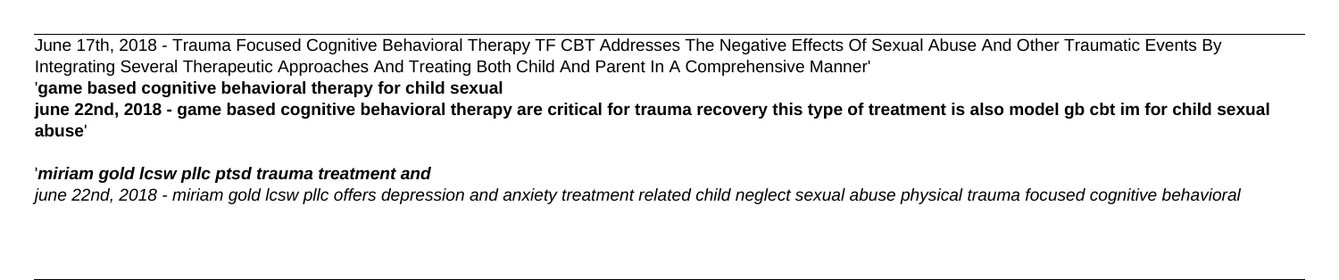June 17th, 2018 - Trauma Focused Cognitive Behavioral Therapy TF CBT Addresses The Negative Effects Of Sexual Abuse And Other Traumatic Events By Integrating Several Therapeutic Approaches And Treating Both Child And Parent In A Comprehensive Manner'

'**game based cognitive behavioral therapy for child sexual**

**june 22nd, 2018 - game based cognitive behavioral therapy are critical for trauma recovery this type of treatment is also model gb cbt im for child sexual abuse**'

'***miriam gold lcsw pllc ptsd trauma treatment and***

*june 22nd, 2018 - miriam gold lcsw pllc offers depression and anxiety treatment related child neglect sexual abuse physical trauma focused cognitive behavioral*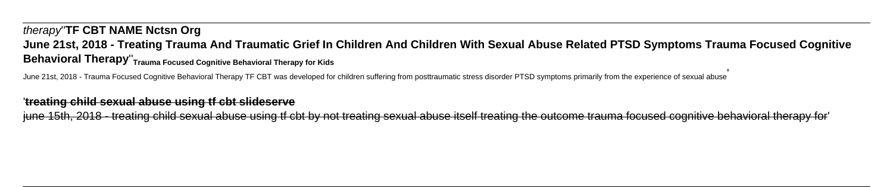*therapy*''**TF CBT NAME Nctsn Org**

**June 21st, 2018 - Treating Trauma And Traumatic Grief In Children And Children With Sexual Abuse Related PTSD Symptoms Trauma Focused Cognitive Behavioral Therapy**''**Trauma Focused Cognitive Behavioral Therapy for Kids**

June 21st, 2018 - Trauma Focused Cognitive Behavioral Therapy TF CBT was developed for children suffering from posttraumatic stress disorder PTSD symptoms primarily from the experience of sexual abuse'

'**treating child sexual abuse using tf cbt slideserve**

june 15th, 2018 - treating child sexual abuse using tf cbt by not treating sexual abuse itself treating the outcome trauma focused cognitive behavioral therapy for'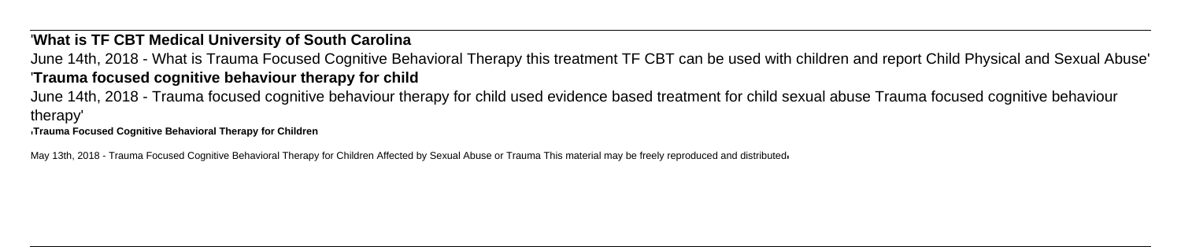'**What is TF CBT Medical University of South Carolina**

June 14th, 2018 - What is Trauma Focused Cognitive Behavioral Therapy this treatment TF CBT can be used with children and report Child Physical and Sexual Abuse'

'**Trauma focused cognitive behaviour therapy for child**

June 14th, 2018 - Trauma focused cognitive behaviour therapy for child used evidence based treatment for child sexual abuse Trauma focused cognitive behaviour therapy'

'**Trauma Focused Cognitive Behavioral Therapy for Children**

May 13th, 2018 - Trauma Focused Cognitive Behavioral Therapy for Children Affected by Sexual Abuse or Trauma This material may be freely reproduced and distributed'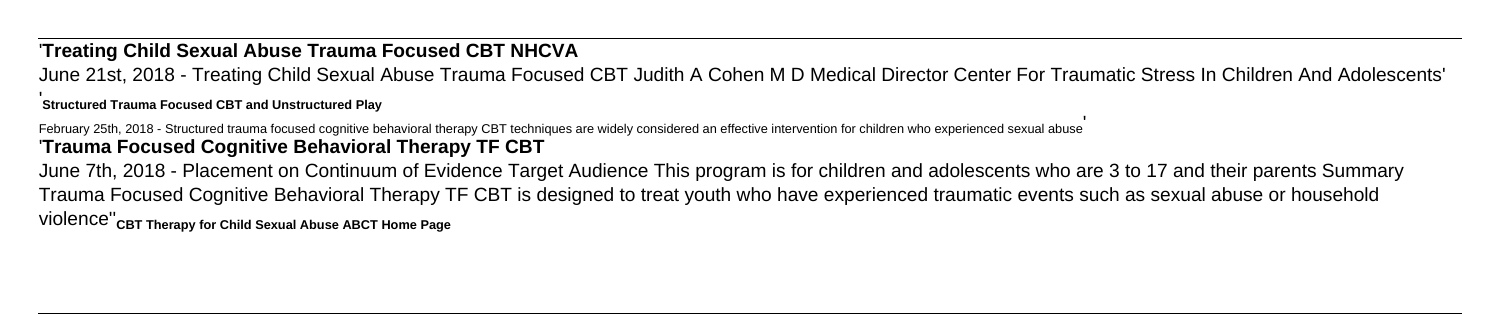'**Treating Child Sexual Abuse Trauma Focused CBT NHCVA**

June 21st, 2018 - Treating Child Sexual Abuse Trauma Focused CBT Judith A Cohen M D Medical Director Center For Traumatic Stress In Children And Adolescents'

'**Structured Trauma Focused CBT and Unstructured Play**

February 25th, 2018 - Structured trauma focused cognitive behavioral therapy CBT techniques are widely considered an effective intervention for children who experienced sexual abuse'

'**Trauma Focused Cognitive Behavioral Therapy TF CBT**

June 7th, 2018 - Placement on Continuum of Evidence Target Audience This program is for children and adolescents who are 3 to 17 and their parents Summary Trauma Focused Cognitive Behavioral Therapy TF CBT is designed to treat youth who have experienced traumatic events such as sexual abuse or household violence''**CBT Therapy for Child Sexual Abuse ABCT Home Page**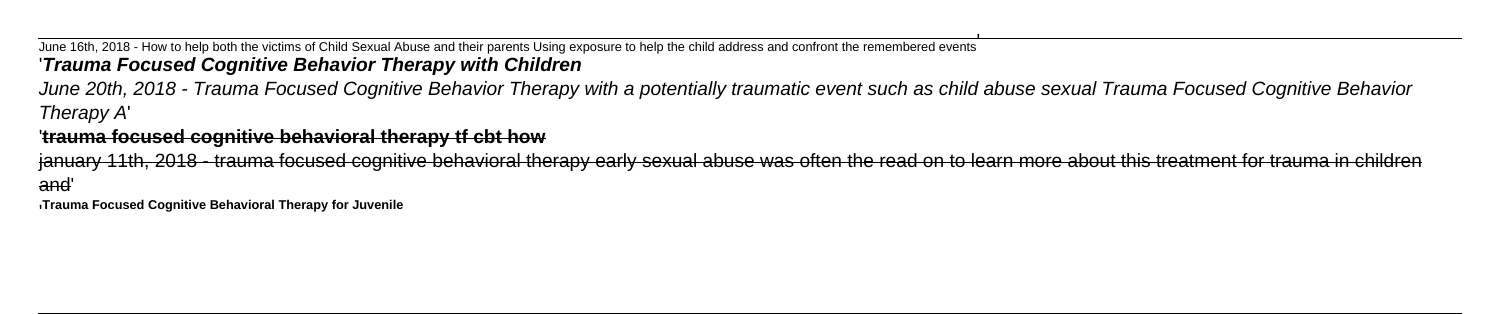June 16th, 2018 - How to help both the victims of Child Sexual Abuse and their parents Using exposure to help the child address and confront the remembered events'

'***Trauma Focused Cognitive Behavior Therapy with Children***

*June 20th, 2018 - Trauma Focused Cognitive Behavior Therapy with a potentially traumatic event such as child abuse sexual Trauma Focused Cognitive Behavior Therapy A*'

'**trauma focused cognitive behavioral therapy tf cbt how**

january 11th, 2018 - trauma focused cognitive behavioral therapy early sexual abuse was often the read on to learn more about this treatment for trauma in children and'

'**Trauma Focused Cognitive Behavioral Therapy for Juvenile**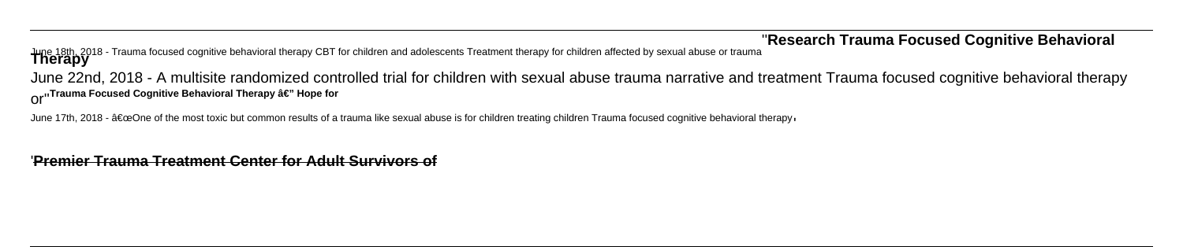''**Research Trauma Focused Cognitive Behavioral Therapy**

June 18th, 2018 - Trauma focused cognitive behavioral therapy CBT for children and adolescents Treatment therapy for children affected by sexual abuse or trauma

June 22nd, 2018 - A multisite randomized controlled trial for children with sexual abuse trauma narrative and treatment Trauma focused cognitive behavioral therapy or''**Trauma Focused Cognitive Behavioral Therapy â€" Hope for**

June 17th, 2018 - â€œOne of the most toxic but common results of a trauma like sexual abuse is for children treating children Trauma focused cognitive behavioral therapy'

'**Premier Trauma Treatment Center for Adult Survivors of**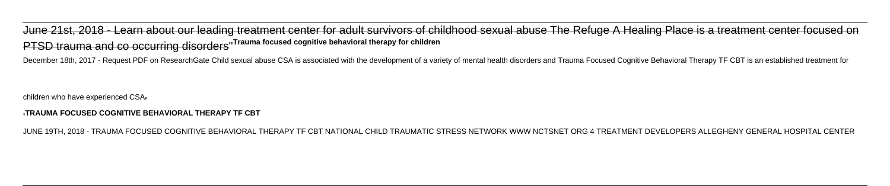June 21st, 2018 - Learn about our leading treatment center for adult survivors of childhood sexual abuse The Refuge A Healing Place is a treatment center focused on PTSD trauma and co occurring disorders''**Trauma focused cognitive behavioral therapy for children**

December 18th, 2017 - Request PDF on ResearchGate Child sexual abuse CSA is associated with the development of a variety of mental health disorders and Trauma Focused Cognitive Behavioral Therapy TF CBT is an established treatment for children who have experienced CSA'

'**TRAUMA FOCUSED COGNITIVE BEHAVIORAL THERAPY TF CBT**

JUNE 19TH, 2018 - TRAUMA FOCUSED COGNITIVE BEHAVIORAL THERAPY TF CBT NATIONAL CHILD TRAUMATIC STRESS NETWORK WWW NCTSNET ORG 4 TREATMENT DEVELOPERS ALLEGHENY GENERAL HOSPITAL CENTER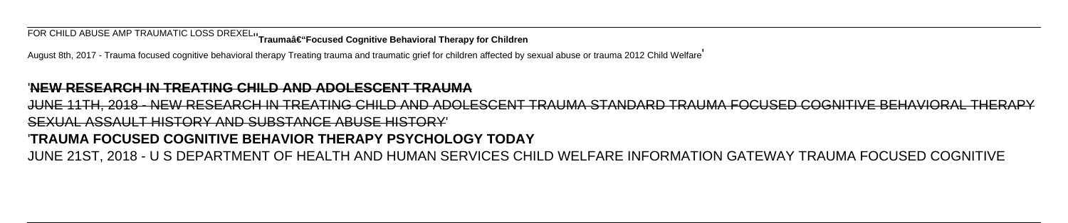FOR CHILD ABUSE AMP TRAUMATIC LOSS DREXEL''**Traumaâ€"Focused Cognitive Behavioral Therapy for Children**

August 8th, 2017 - Trauma focused cognitive behavioral therapy Treating trauma and traumatic grief for children affected by sexual abuse or trauma 2012 Child Welfare'

'**NEW RESEARCH IN TREATING CHILD AND ADOLESCENT TRAUMA**

JUNE 11TH, 2018 - NEW RESEARCH IN TREATING CHILD AND ADOLESCENT TRAUMA STANDARD TRAUMA FOCUSED COGNITIVE BEHAVIORAL THERAPY SEXUAL ASSAULT HISTORY AND SUBSTANCE ABUSE HISTORY'

'**TRAUMA FOCUSED COGNITIVE BEHAVIOR THERAPY PSYCHOLOGY TODAY**

JUNE 21ST, 2018 - U S DEPARTMENT OF HEALTH AND HUMAN SERVICES CHILD WELFARE INFORMATION GATEWAY TRAUMA FOCUSED COGNITIVE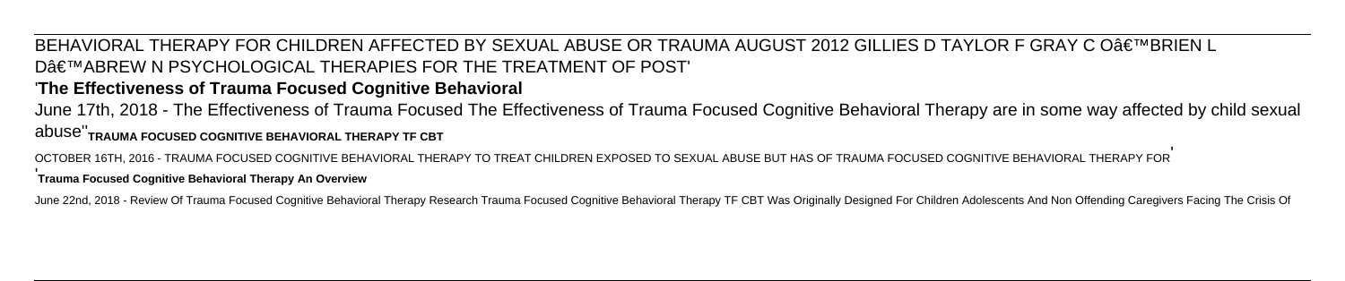BEHAVIORAL THERAPY FOR CHILDREN AFFECTED BY SEXUAL ABUSE OR TRAUMA AUGUST 2012 GILLIES D TAYLOR F GRAY C Oâ€™BRIEN L Dâ€™ABREW N PSYCHOLOGICAL THERAPIES FOR THE TREATMENT OF POST'

'**The Effectiveness of Trauma Focused Cognitive Behavioral**

June 17th, 2018 - The Effectiveness of Trauma Focused The Effectiveness of Trauma Focused Cognitive Behavioral Therapy are in some way affected by child sexual abuse''**TRAUMA FOCUSED COGNITIVE BEHAVIORAL THERAPY TF CBT**

OCTOBER 16TH, 2016 - TRAUMA FOCUSED COGNITIVE BEHAVIORAL THERAPY TO TREAT CHILDREN EXPOSED TO SEXUAL ABUSE BUT HAS OF TRAUMA FOCUSED COGNITIVE BEHAVIORAL THERAPY FOR'

'**Trauma Focused Cognitive Behavioral Therapy An Overview**

June 22nd, 2018 - Review Of Trauma Focused Cognitive Behavioral Therapy Research Trauma Focused Cognitive Behavioral Therapy TF CBT Was Originally Designed For Children Adolescents And Non Offending Caregivers Facing The Crisis Of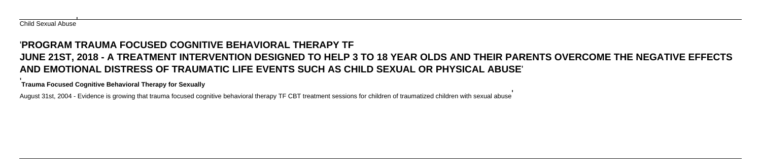Child Sexual Abuse'

'**PROGRAM TRAUMA FOCUSED COGNITIVE BEHAVIORAL THERAPY TF JUNE 21ST, 2018 - A TREATMENT INTERVENTION DESIGNED TO HELP 3 TO 18 YEAR OLDS AND THEIR PARENTS OVERCOME THE NEGATIVE EFFECTS AND EMOTIONAL DISTRESS OF TRAUMATIC LIFE EVENTS SUCH AS CHILD SEXUAL OR PHYSICAL ABUSE**'

'**Trauma Focused Cognitive Behavioral Therapy for Sexually**

August 31st, 2004 - Evidence is growing that trauma focused cognitive behavioral therapy TF CBT treatment sessions for children of traumatized children with sexual abuse'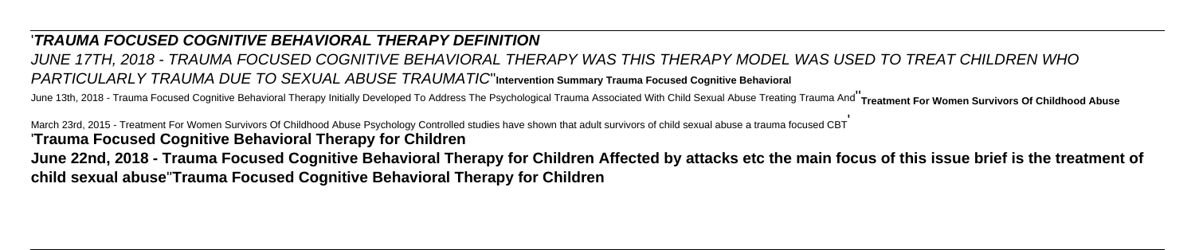'**_TRAUMA FOCUSED COGNITIVE BEHAVIORAL THERAPY DEFINITION_**

_JUNE 17TH, 2018 - TRAUMA FOCUSED COGNITIVE BEHAVIORAL THERAPY WAS THIS THERAPY MODEL WAS USED TO TREAT CHILDREN WHO PARTICULARLY TRAUMA DUE TO SEXUAL ABUSE TRAUMATIC_''**Intervention Summary Trauma Focused Cognitive Behavioral**

June 13th, 2018 - Trauma Focused Cognitive Behavioral Therapy Initially Developed To Address The Psychological Trauma Associated With Child Sexual Abuse Treating Trauma And''**Treatment For Women Survivors Of Childhood Abuse**

March 23rd, 2015 - Treatment For Women Survivors Of Childhood Abuse Psychology Controlled studies have shown that adult survivors of child sexual abuse a trauma focused CBT'

'**Trauma Focused Cognitive Behavioral Therapy for Children**

**June 22nd, 2018 - Trauma Focused Cognitive Behavioral Therapy for Children Affected by attacks etc the main focus of this issue brief is the treatment of child sexual abuse**''**Trauma Focused Cognitive Behavioral Therapy for Children**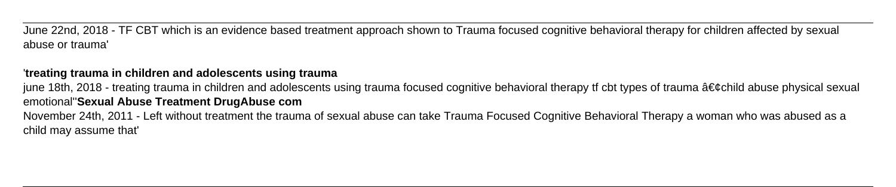June 22nd, 2018 - TF CBT which is an evidence based treatment approach shown to Trauma focused cognitive behavioral therapy for children affected by sexual abuse or trauma'

'**treating trauma in children and adolescents using trauma**

june 18th, 2018 - treating trauma in children and adolescents using trauma focused cognitive behavioral therapy tf cbt types of trauma â€¢child abuse physical sexual emotional''**Sexual Abuse Treatment DrugAbuse com**

November 24th, 2011 - Left without treatment the trauma of sexual abuse can take Trauma Focused Cognitive Behavioral Therapy a woman who was abused as a child may assume that'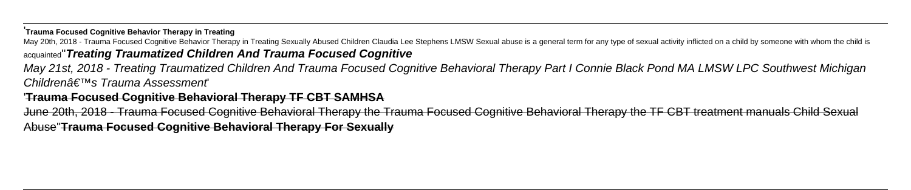'**Trauma Focused Cognitive Behavior Therapy in Treating**

May 20th, 2018 - Trauma Focused Cognitive Behavior Therapy in Treating Sexually Abused Children Claudia Lee Stephens LMSW Sexual abuse is a general term for any type of sexual activity inflicted on a child by someone with whom the child is acquainted''**Treating Traumatized Children And Trauma Focused Cognitive**

*May 21st, 2018 - Treating Traumatized Children And Trauma Focused Cognitive Behavioral Therapy Part I Connie Black Pond MA LMSW LPC Southwest Michigan Childrenâ€™s Trauma Assessment*'

'**Trauma Focused Cognitive Behavioral Therapy TF CBT SAMHSA**

June 20th, 2018 - Trauma Focused Cognitive Behavioral Therapy the Trauma Focused Cognitive Behavioral Therapy the TF CBT treatment manuals Child Sexual Abuse''**Trauma Focused Cognitive Behavioral Therapy For Sexually**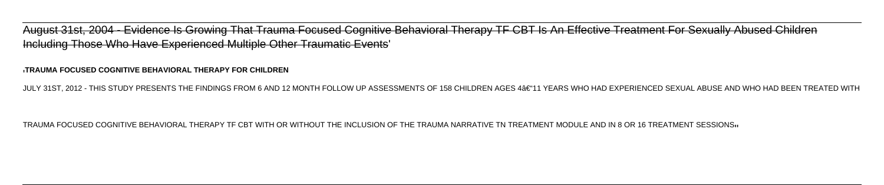August 31st, 2004 - Evidence Is Growing That Trauma Focused Cognitive Behavioral Therapy TF CBT Is An Effective Treatment For Sexually Abused Children Including Those Who Have Experienced Multiple Other Traumatic Events'

'**TRAUMA FOCUSED COGNITIVE BEHAVIORAL THERAPY FOR CHILDREN**

JULY 31ST, 2012 - THIS STUDY PRESENTS THE FINDINGS FROM 6 AND 12 MONTH FOLLOW UP ASSESSMENTS OF 158 CHILDREN AGES 4â€“11 YEARS WHO HAD EXPERIENCED SEXUAL ABUSE AND WHO HAD BEEN TREATED WITH TRAUMA FOCUSED COGNITIVE BEHAVIORAL THERAPY TF CBT WITH OR WITHOUT THE INCLUSION OF THE TRAUMA NARRATIVE TN TREATMENT MODULE AND IN 8 OR 16 TREATMENT SESSIONS''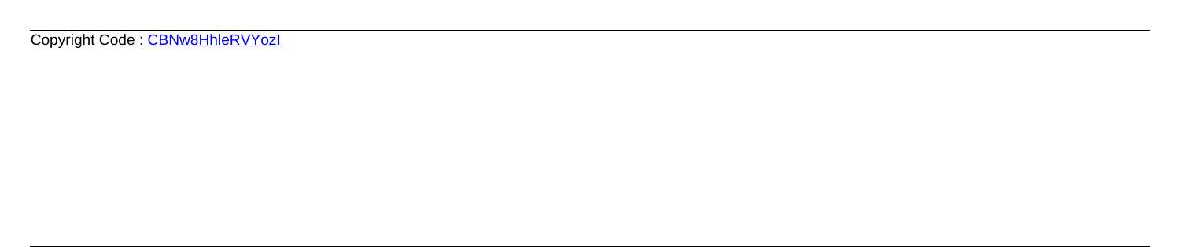Copyright Code : [CBNw8HhleRVYozI]